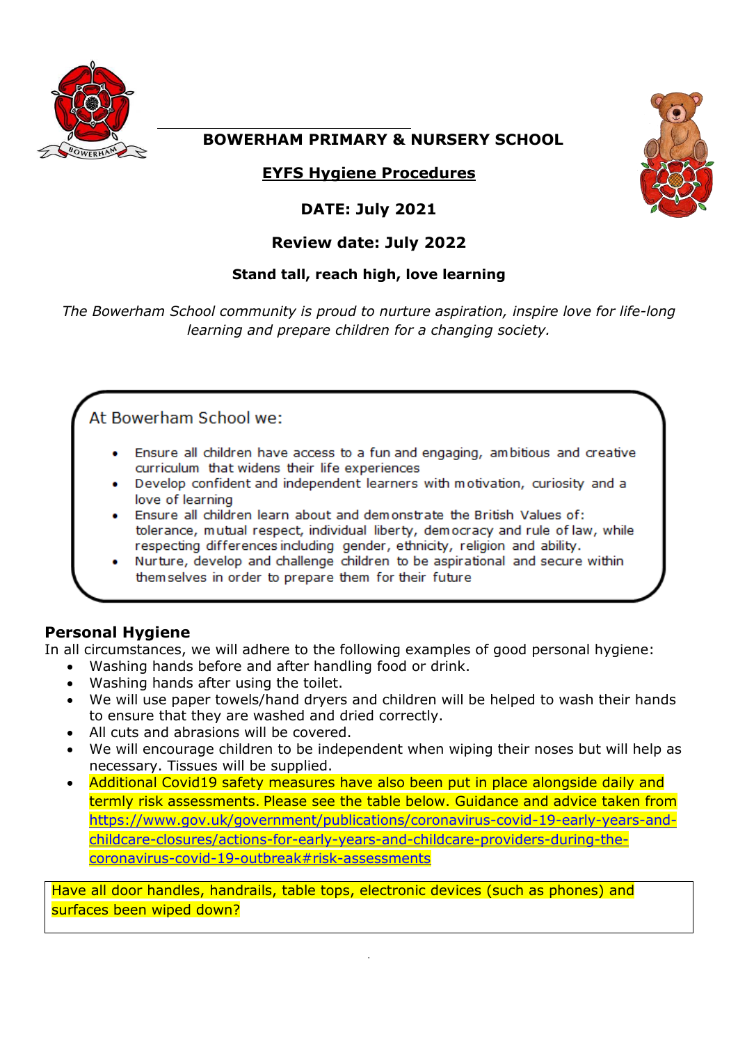# BOWERHAM PRIMARY & NURSERY SCHOOL

## EYFS Hygiene Procedures

**DATE: July 2021**

**Review date: July 2022**

**Stand tall, reach high, love learning**

*The Bowerham School community is proud to nurture aspiration, inspire love for life-long learning and prepare children for a changing society.*

At Bowerham School we:

- Ensure all children have access to a fun and engaging, ambitious and creative curriculum that widens their life experiences
- Develop confident and independent learners with motivation, curiosity and a love of learning
- Ensure all children learn about and demonstrate the British Values of: tolerance, mutual respect, individual liberty, democracy and rule of law, while respecting differences including gender, ethnicity, religion and ability.
- Nurture, develop and challenge children to be aspirational and secure within themselves in order to prepare them for their future

### Personal Hygiene

In all circumstances, we will adhere to the following examples of good personal hygiene:

- Washing hands before and after handling food or drink.
- Washing hands after using the toilet.
- We will use paper towels/hand dryers and children will be helped to wash their hands to ensure that they are washed and dried correctly.
- All cuts and abrasions will be covered.
- We will encourage children to be independent when wiping their noses but will help as necessary. Tissues will be supplied.
- Additional Covid19 safety measures have also been put in place alongside daily and termly risk assessments. Please see the table below. Guidance and advice taken from https://www.gov.uk/government/publications/coronavirus-covid-19-early-years-and-childcare-closures/actions-for-early-years-and-childcare-providers-during-the-coronavirus-covid-19-outbreak#risk-assessments

| Have all door handles, handrails, table tops, electronic devices (such as phones) and surfaces been wiped down? |
|---|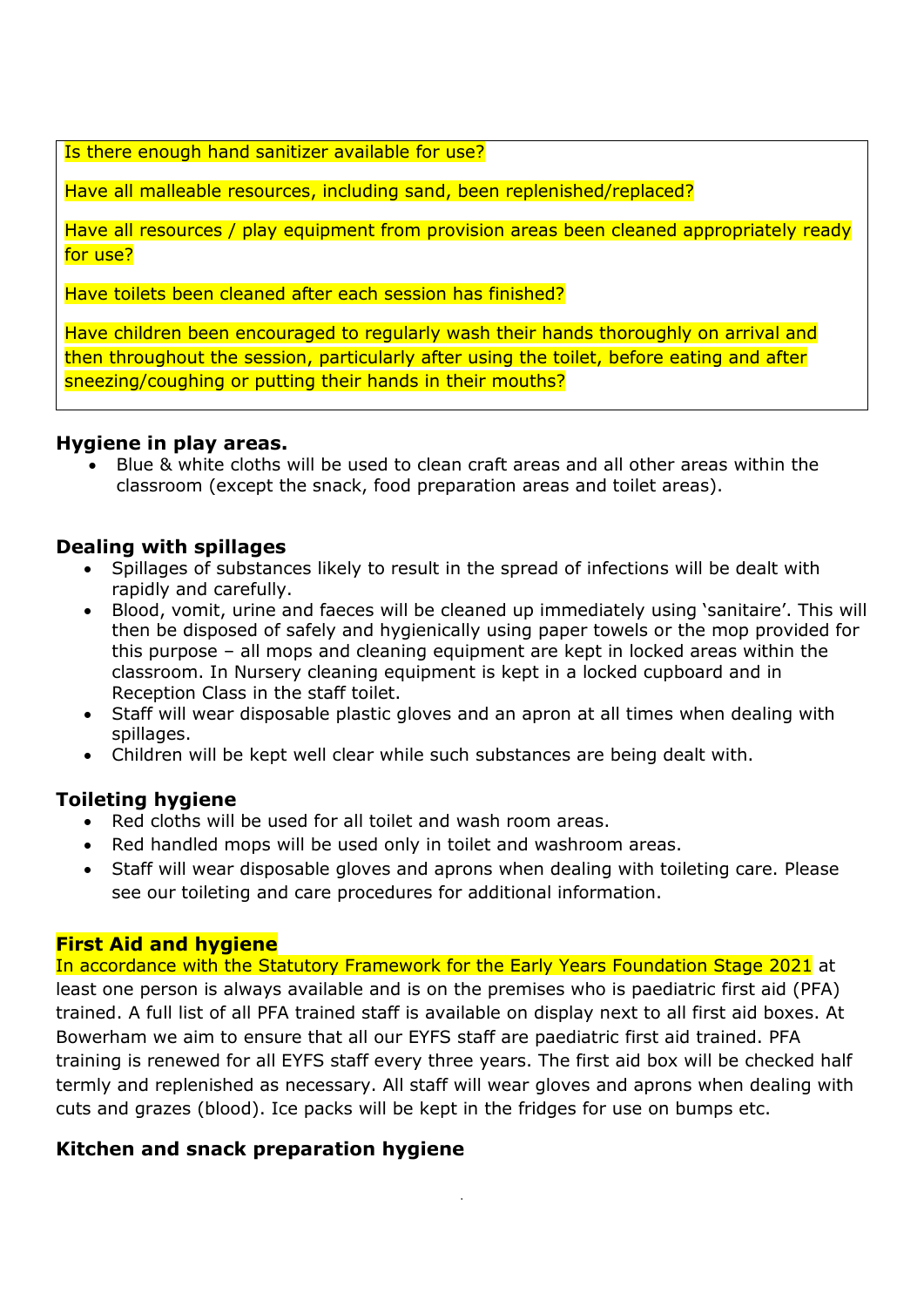Is there enough hand sanitizer available for use?

Have all malleable resources, including sand, been replenished/replaced?

Have all resources / play equipment from provision areas been cleaned appropriately ready for use?

Have toilets been cleaned after each session has finished?

Have children been encouraged to regularly wash their hands thoroughly on arrival and then throughout the session, particularly after using the toilet, before eating and after sneezing/coughing or putting their hands in their mouths?

### Hygiene in play areas.

- Blue & white cloths will be used to clean craft areas and all other areas within the classroom (except the snack, food preparation areas and toilet areas).

### Dealing with spillages

- Spillages of substances likely to result in the spread of infections will be dealt with rapidly and carefully.
- Blood, vomit, urine and faeces will be cleaned up immediately using 'sanitaire'. This will then be disposed of safely and hygienically using paper towels or the mop provided for this purpose – all mops and cleaning equipment are kept in locked areas within the classroom. In Nursery cleaning equipment is kept in a locked cupboard and in Reception Class in the staff toilet.
- Staff will wear disposable plastic gloves and an apron at all times when dealing with spillages.
- Children will be kept well clear while such substances are being dealt with.

### Toileting hygiene

- Red cloths will be used for all toilet and wash room areas.
- Red handled mops will be used only in toilet and washroom areas.
- Staff will wear disposable gloves and aprons when dealing with toileting care. Please see our toileting and care procedures for additional information.

### First Aid and hygiene

In accordance with the Statutory Framework for the Early Years Foundation Stage 2021 at least one person is always available and is on the premises who is paediatric first aid (PFA) trained. A full list of all PFA trained staff is available on display next to all first aid boxes. At Bowerham we aim to ensure that all our EYFS staff are paediatric first aid trained. PFA training is renewed for all EYFS staff every three years. The first aid box will be checked half termly and replenished as necessary. All staff will wear gloves and aprons when dealing with cuts and grazes (blood). Ice packs will be kept in the fridges for use on bumps etc.

### Kitchen and snack preparation hygiene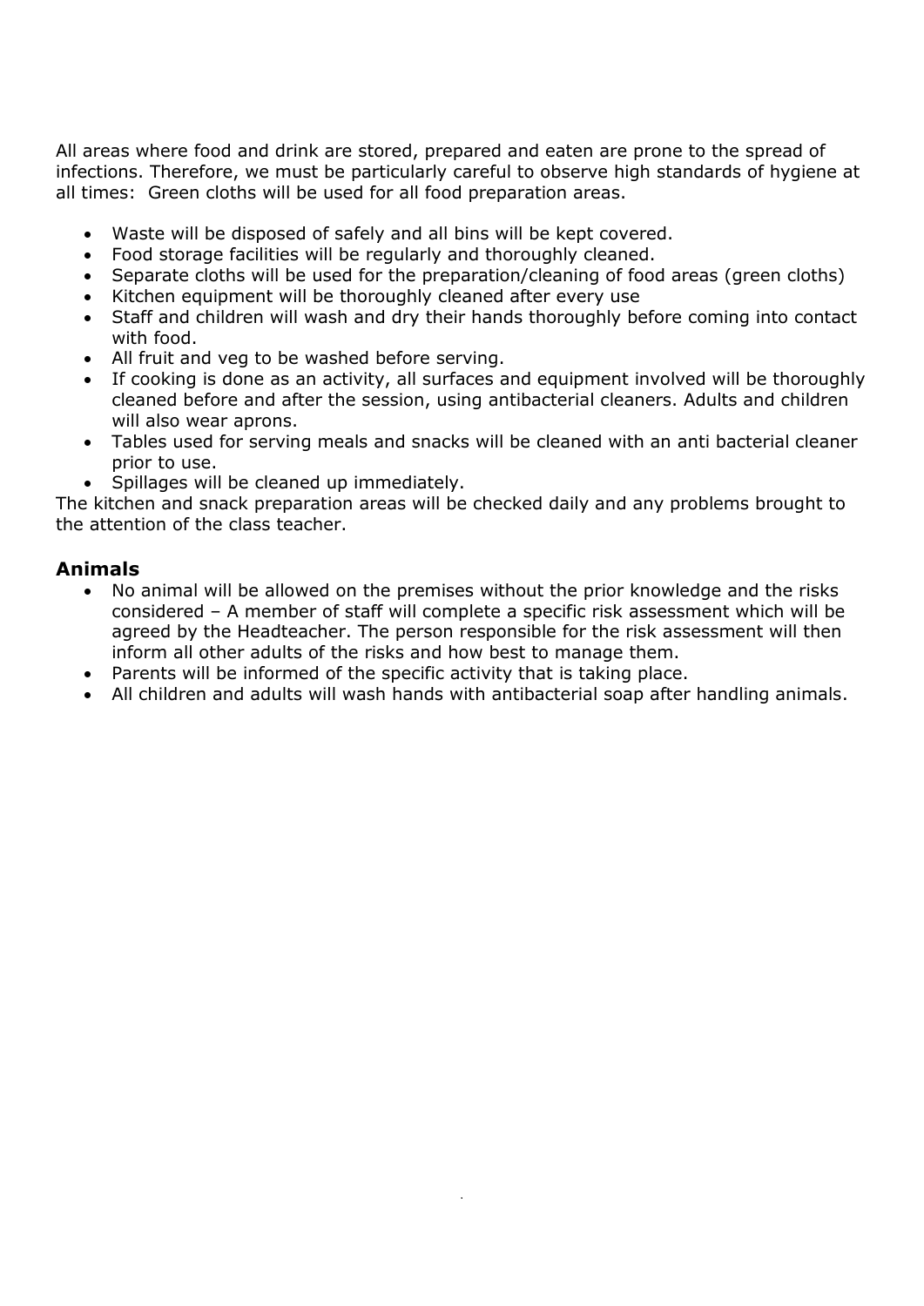All areas where food and drink are stored, prepared and eaten are prone to the spread of infections. Therefore, we must be particularly careful to observe high standards of hygiene at all times: Green cloths will be used for all food preparation areas.

- Waste will be disposed of safely and all bins will be kept covered.
- Food storage facilities will be regularly and thoroughly cleaned.
- Separate cloths will be used for the preparation/cleaning of food areas (green cloths)
- Kitchen equipment will be thoroughly cleaned after every use
- Staff and children will wash and dry their hands thoroughly before coming into contact with food.
- All fruit and veg to be washed before serving.
- If cooking is done as an activity, all surfaces and equipment involved will be thoroughly cleaned before and after the session, using antibacterial cleaners. Adults and children will also wear aprons.
- Tables used for serving meals and snacks will be cleaned with an anti bacterial cleaner prior to use.
- Spillages will be cleaned up immediately.

The kitchen and snack preparation areas will be checked daily and any problems brought to the attention of the class teacher.

## Animals

- No animal will be allowed on the premises without the prior knowledge and the risks considered – A member of staff will complete a specific risk assessment which will be agreed by the Headteacher. The person responsible for the risk assessment will then inform all other adults of the risks and how best to manage them.
- Parents will be informed of the specific activity that is taking place.
- All children and adults will wash hands with antibacterial soap after handling animals.